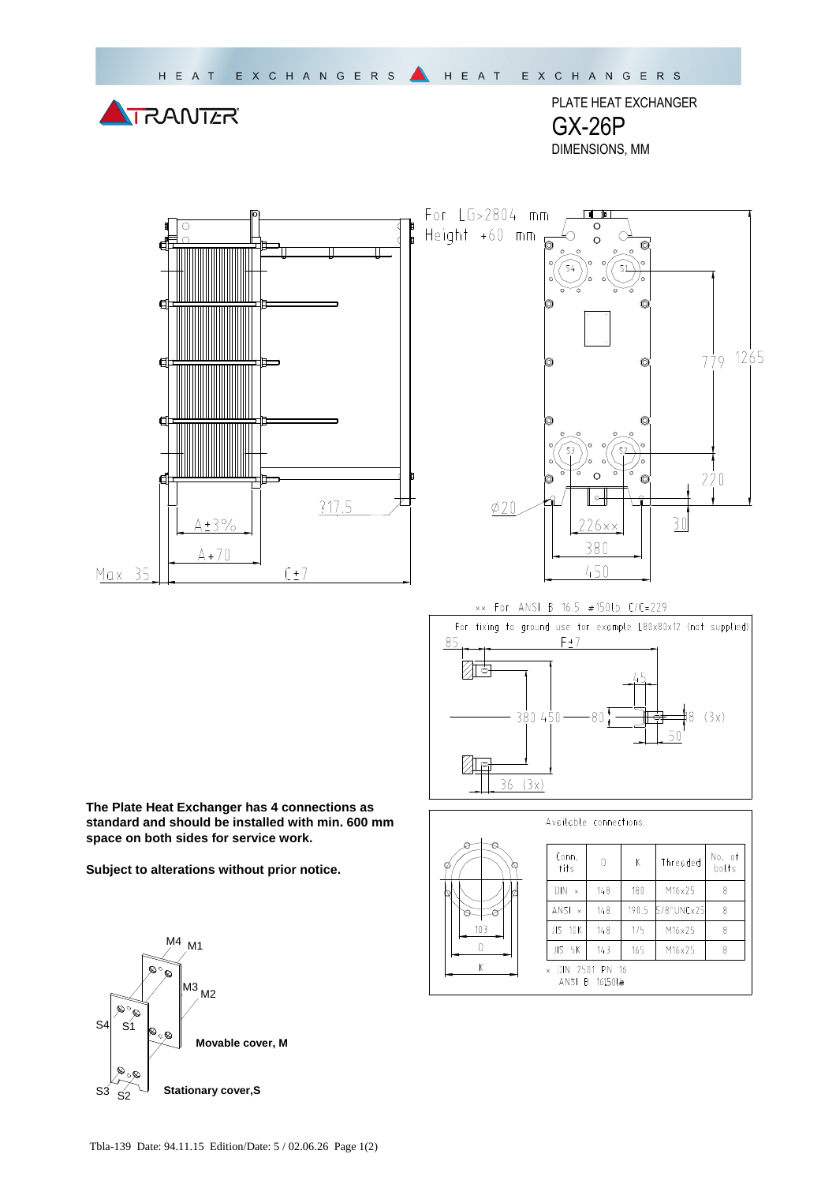HEAT EXCHANGERS HEAT EXCHANGERS

TRANTER

PLATE HEAT EXCHANGER

# GX-26P

DIMENSIONS, MM

For LG>2804 mm
Height +60 mm

779 1265

220

30

Ø20

226××

380

450

217.5

A±3%

A+70

Max 35

C±7

×× For ANSI B 16.5 #150lb C/C=229

For fixing to ground use for example L80x80x12 (not supplied)

85 F±7

45

380 450 80 18 (3x)

50

36 (3x)

**The Plate Heat Exchanger has 4 connections as standard and should be installed with min. 600 mm space on both sides for service work.**

**Subject to alterations without prior notice.**

Available connections.

| Conn. fits | D | K | Threaded | No. of bolts |
|---|---|---|---|---|
| DIN × | 148 | 180 | M16x25 | 8 |
| ANSI × | 148 | 190.5 | 5/8"UNCx25 | 8 |
| JIS 10K | 148 | 175 | M16x25 | 8 |
| JIS 5K | 143 | 165 | M16x25 | 8 |

× DIN 2501 PN 16
ANSI B 16.5 150lb

103
D
K

M4 M1
M3 M2
S4 S1
S3 S2

**Movable cover, M**

**Stationary cover, S**

Tbla-139 Date: 94.11.15 Edition/Date: 5 / 02.06.26 Page 1(2)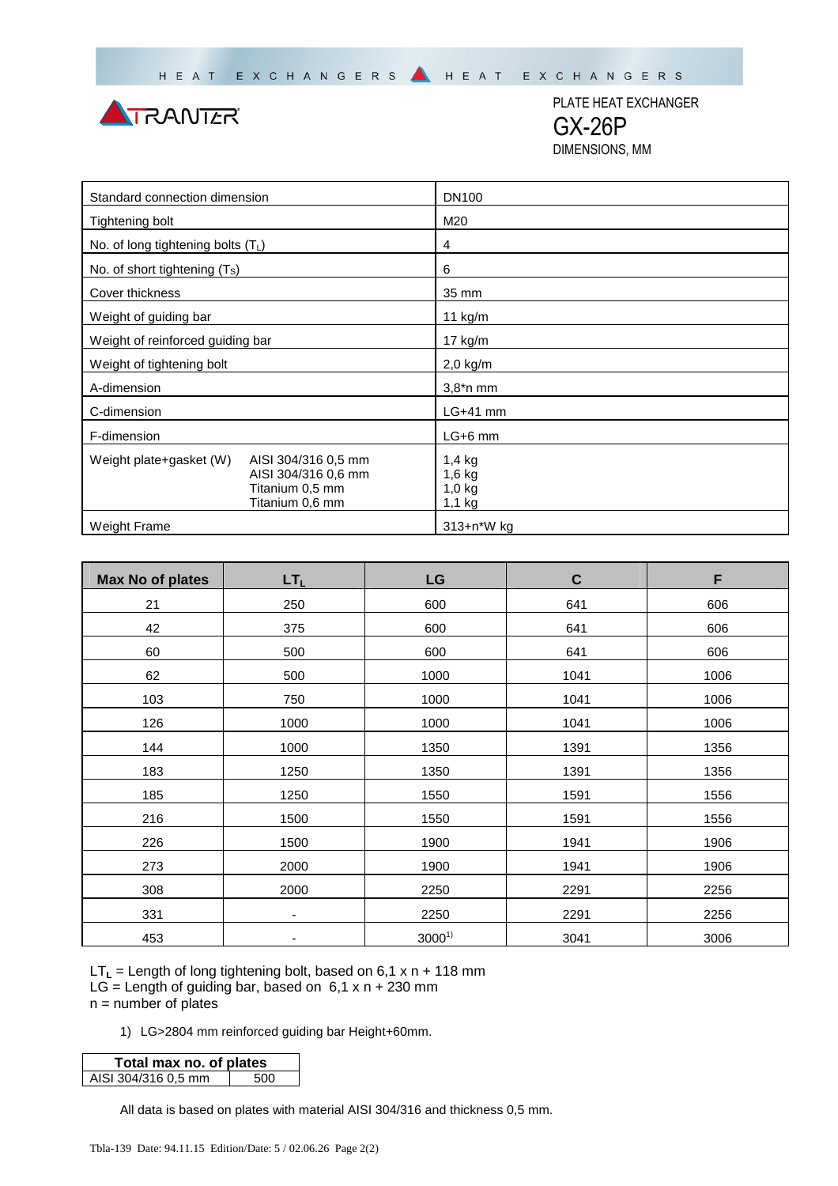PLATE HEAT EXCHANGER

# GX-26P

DIMENSIONS, MM

| | | |
|---|---|---|
| Standard connection dimension | | DN100 |
| Tightening bolt | | M20 |
| No. of long tightening bolts ($T_L$) | | 4 |
| No. of short tightening ($T_S$) | | 6 |
| Cover thickness | | 35 mm |
| Weight of guiding bar | | 11 kg/m |
| Weight of reinforced guiding bar | | 17 kg/m |
| Weight of tightening bolt | | 2,0 kg/m |
| A-dimension | | 3,8*n mm |
| C-dimension | | LG+41 mm |
| F-dimension | | LG+6 mm |
| Weight plate+gasket (W) | AISI 304/316 0,5 mm<br>AISI 304/316 0,6 mm<br>Titanium 0,5 mm<br>Titanium 0,6 mm | 1,4 kg<br>1,6 kg<br>1,0 kg<br>1,1 kg |
| Weight Frame | | 313+n*W kg |

| Max No of plates | $LT_L$ | LG | C | F |
|---|---|---|---|---|
| 21 | 250 | 600 | 641 | 606 |
| 42 | 375 | 600 | 641 | 606 |
| 60 | 500 | 600 | 641 | 606 |
| 62 | 500 | 1000 | 1041 | 1006 |
| 103 | 750 | 1000 | 1041 | 1006 |
| 126 | 1000 | 1000 | 1041 | 1006 |
| 144 | 1000 | 1350 | 1391 | 1356 |
| 183 | 1250 | 1350 | 1391 | 1356 |
| 185 | 1250 | 1550 | 1591 | 1556 |
| 216 | 1500 | 1550 | 1591 | 1556 |
| 226 | 1500 | 1900 | 1941 | 1906 |
| 273 | 2000 | 1900 | 1941 | 1906 |
| 308 | 2000 | 2250 | 2291 | 2256 |
| 331 | - | 2250 | 2291 | 2256 |
| 453 | - | 3000[1)] | 3041 | 3006 |

$LT_L$ = Length of long tightening bolt, based on 6,1 x n + 118 mm
LG = Length of guiding bar, based on 6,1 x n + 230 mm
n = number of plates

1) LG>2804 mm reinforced guiding bar Height+60mm.

| Total max no. of plates | |
|---|---|
| AISI 304/316 0,5 mm | 500 |

All data is based on plates with material AISI 304/316 and thickness 0,5 mm.

Tbla-139 Date: 94.11.15 Edition/Date: 5 / 02.06.26